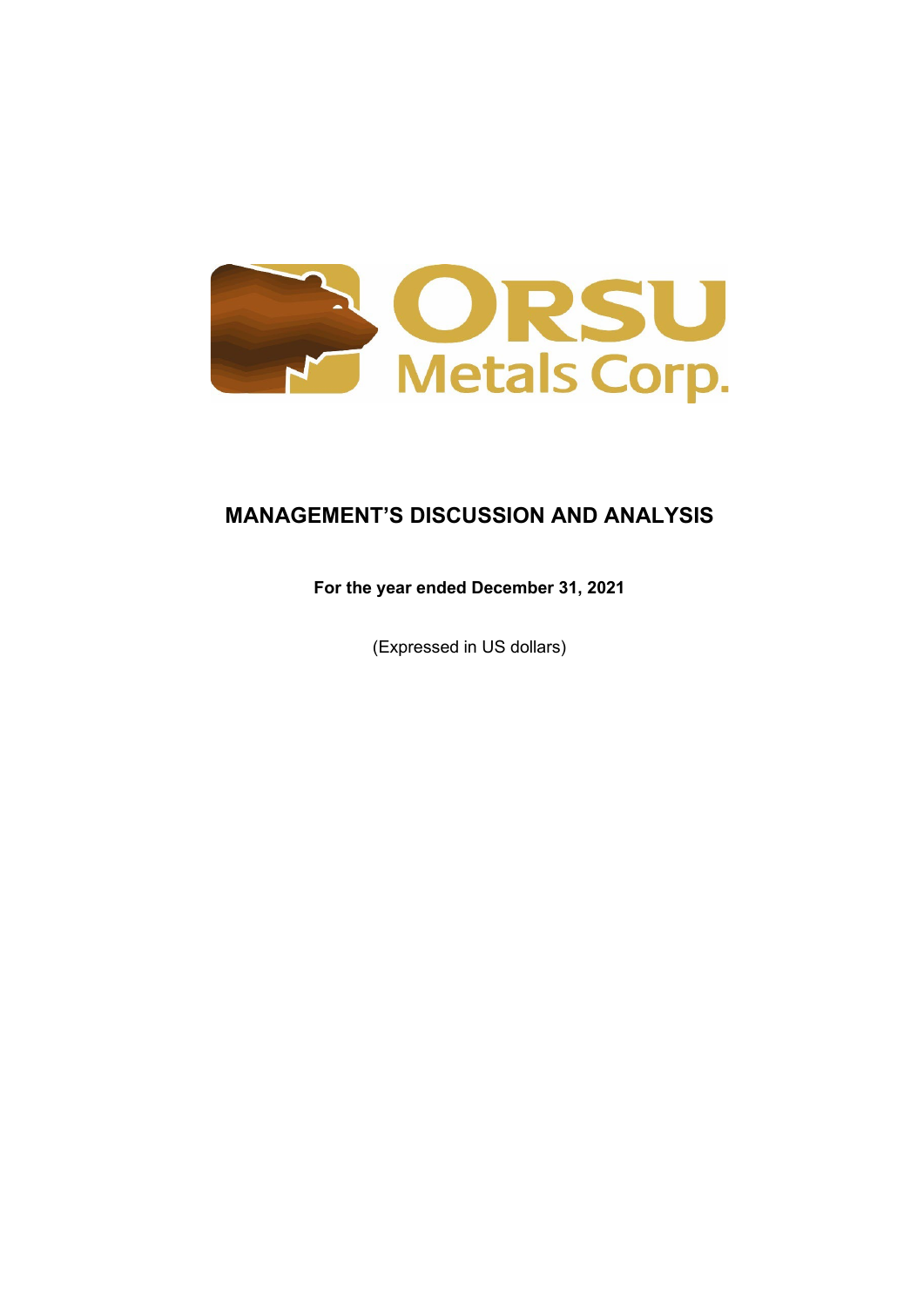ORSU Metals Corp.

# MANAGEMENT'S DISCUSSION AND ANALYSIS

**For the year ended December 31, 2021**

(Expressed in US dollars)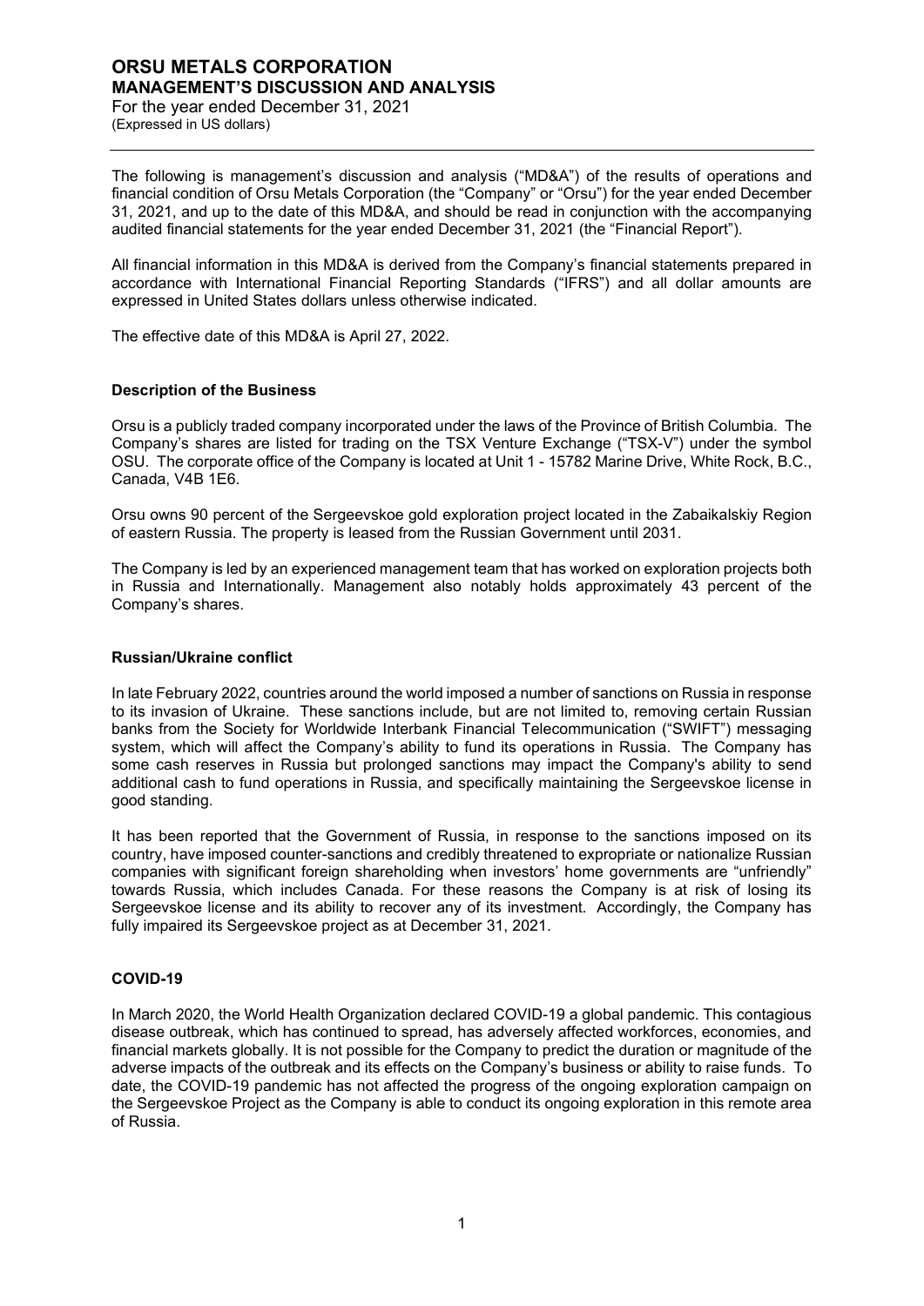# ORSU METALS CORPORATION
## MANAGEMENT'S DISCUSSION AND ANALYSIS
For the year ended December 31, 2021
(Expressed in US dollars)

The following is management's discussion and analysis ("MD&A") of the results of operations and financial condition of Orsu Metals Corporation (the "Company" or "Orsu") for the year ended December 31, 2021, and up to the date of this MD&A, and should be read in conjunction with the accompanying audited financial statements for the year ended December 31, 2021 (the "Financial Report").

All financial information in this MD&A is derived from the Company's financial statements prepared in accordance with International Financial Reporting Standards ("IFRS") and all dollar amounts are expressed in United States dollars unless otherwise indicated.

The effective date of this MD&A is April 27, 2022.

### Description of the Business

Orsu is a publicly traded company incorporated under the laws of the Province of British Columbia. The Company's shares are listed for trading on the TSX Venture Exchange ("TSX-V") under the symbol OSU. The corporate office of the Company is located at Unit 1 - 15782 Marine Drive, White Rock, B.C., Canada, V4B 1E6.

Orsu owns 90 percent of the Sergeevskoe gold exploration project located in the Zabaikalskiy Region of eastern Russia. The property is leased from the Russian Government until 2031.

The Company is led by an experienced management team that has worked on exploration projects both in Russia and Internationally. Management also notably holds approximately 43 percent of the Company's shares.

### Russian/Ukraine conflict

In late February 2022, countries around the world imposed a number of sanctions on Russia in response to its invasion of Ukraine. These sanctions include, but are not limited to, removing certain Russian banks from the Society for Worldwide Interbank Financial Telecommunication ("SWIFT") messaging system, which will affect the Company's ability to fund its operations in Russia. The Company has some cash reserves in Russia but prolonged sanctions may impact the Company's ability to send additional cash to fund operations in Russia, and specifically maintaining the Sergeevskoe license in good standing.

It has been reported that the Government of Russia, in response to the sanctions imposed on its country, have imposed counter-sanctions and credibly threatened to expropriate or nationalize Russian companies with significant foreign shareholding when investors' home governments are "unfriendly" towards Russia, which includes Canada. For these reasons the Company is at risk of losing its Sergeevskoe license and its ability to recover any of its investment. Accordingly, the Company has fully impaired its Sergeevskoe project as at December 31, 2021.

### COVID-19

In March 2020, the World Health Organization declared COVID-19 a global pandemic. This contagious disease outbreak, which has continued to spread, has adversely affected workforces, economies, and financial markets globally. It is not possible for the Company to predict the duration or magnitude of the adverse impacts of the outbreak and its effects on the Company's business or ability to raise funds. To date, the COVID-19 pandemic has not affected the progress of the ongoing exploration campaign on the Sergeevskoe Project as the Company is able to conduct its ongoing exploration in this remote area of Russia.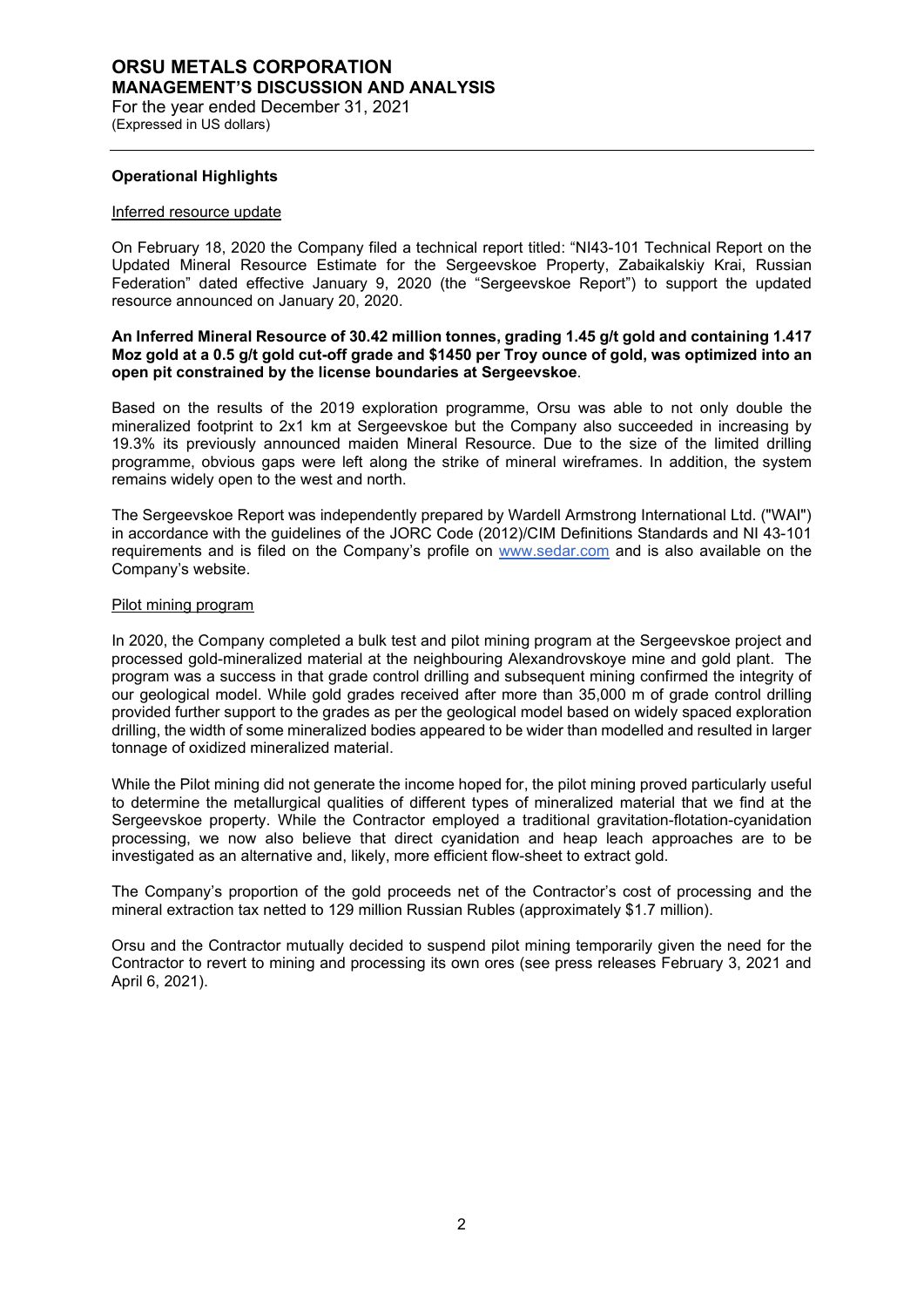## Operational Highlights

### Inferred resource update

On February 18, 2020 the Company filed a technical report titled: "NI43-101 Technical Report on the Updated Mineral Resource Estimate for the Sergeevskoe Property, Zabaikalskiy Krai, Russian Federation" dated effective January 9, 2020 (the "Sergeevskoe Report") to support the updated resource announced on January 20, 2020.

**An Inferred Mineral Resource of 30.42 million tonnes, grading 1.45 g/t gold and containing 1.417 Moz gold at a 0.5 g/t gold cut-off grade and $1450 per Troy ounce of gold, was optimized into an open pit constrained by the license boundaries at Sergeevskoe**.

Based on the results of the 2019 exploration programme, Orsu was able to not only double the mineralized footprint to 2x1 km at Sergeevskoe but the Company also succeeded in increasing by 19.3% its previously announced maiden Mineral Resource. Due to the size of the limited drilling programme, obvious gaps were left along the strike of mineral wireframes. In addition, the system remains widely open to the west and north.

The Sergeevskoe Report was independently prepared by Wardell Armstrong International Ltd. ("WAI") in accordance with the guidelines of the JORC Code (2012)/CIM Definitions Standards and NI 43-101 requirements and is filed on the Company's profile on www.sedar.com and is also available on the Company's website.

### Pilot mining program

In 2020, the Company completed a bulk test and pilot mining program at the Sergeevskoe project and processed gold-mineralized material at the neighbouring Alexandrovskoye mine and gold plant. The program was a success in that grade control drilling and subsequent mining confirmed the integrity of our geological model. While gold grades received after more than 35,000 m of grade control drilling provided further support to the grades as per the geological model based on widely spaced exploration drilling, the width of some mineralized bodies appeared to be wider than modelled and resulted in larger tonnage of oxidized mineralized material.

While the Pilot mining did not generate the income hoped for, the pilot mining proved particularly useful to determine the metallurgical qualities of different types of mineralized material that we find at the Sergeevskoe property. While the Contractor employed a traditional gravitation-flotation-cyanidation processing, we now also believe that direct cyanidation and heap leach approaches are to be investigated as an alternative and, likely, more efficient flow-sheet to extract gold.

The Company's proportion of the gold proceeds net of the Contractor's cost of processing and the mineral extraction tax netted to 129 million Russian Rubles (approximately $1.7 million).

Orsu and the Contractor mutually decided to suspend pilot mining temporarily given the need for the Contractor to revert to mining and processing its own ores (see press releases February 3, 2021 and April 6, 2021).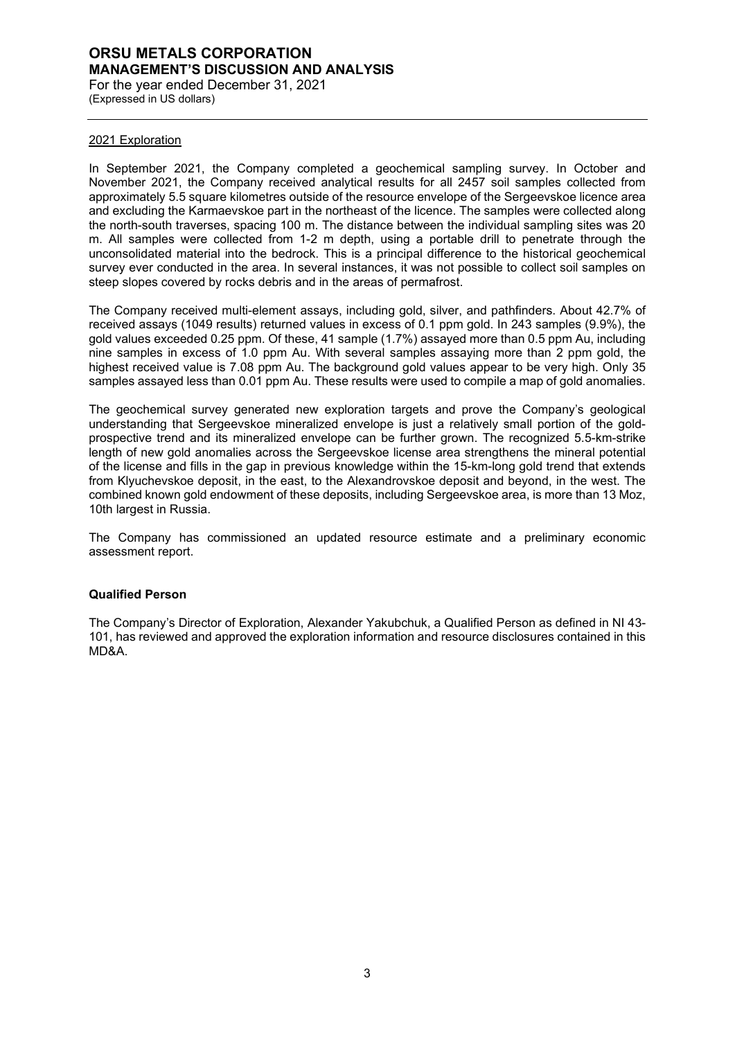2021 Exploration

In September 2021, the Company completed a geochemical sampling survey. In October and November 2021, the Company received analytical results for all 2457 soil samples collected from approximately 5.5 square kilometres outside of the resource envelope of the Sergeevskoe licence area and excluding the Karmaevskoe part in the northeast of the licence. The samples were collected along the north-south traverses, spacing 100 m. The distance between the individual sampling sites was 20 m. All samples were collected from 1-2 m depth, using a portable drill to penetrate through the unconsolidated material into the bedrock. This is a principal difference to the historical geochemical survey ever conducted in the area. In several instances, it was not possible to collect soil samples on steep slopes covered by rocks debris and in the areas of permafrost.

The Company received multi-element assays, including gold, silver, and pathfinders. About 42.7% of received assays (1049 results) returned values in excess of 0.1 ppm gold. In 243 samples (9.9%), the gold values exceeded 0.25 ppm. Of these, 41 sample (1.7%) assayed more than 0.5 ppm Au, including nine samples in excess of 1.0 ppm Au. With several samples assaying more than 2 ppm gold, the highest received value is 7.08 ppm Au. The background gold values appear to be very high. Only 35 samples assayed less than 0.01 ppm Au. These results were used to compile a map of gold anomalies.

The geochemical survey generated new exploration targets and prove the Company's geological understanding that Sergeevskoe mineralized envelope is just a relatively small portion of the gold-prospective trend and its mineralized envelope can be further grown. The recognized 5.5-km-strike length of new gold anomalies across the Sergeevskoe license area strengthens the mineral potential of the license and fills in the gap in previous knowledge within the 15-km-long gold trend that extends from Klyuchevskoe deposit, in the east, to the Alexandrovskoe deposit and beyond, in the west. The combined known gold endowment of these deposits, including Sergeevskoe area, is more than 13 Moz, 10th largest in Russia.

The Company has commissioned an updated resource estimate and a preliminary economic assessment report.

**Qualified Person**

The Company's Director of Exploration, Alexander Yakubchuk, a Qualified Person as defined in NI 43-101, has reviewed and approved the exploration information and resource disclosures contained in this MD&A.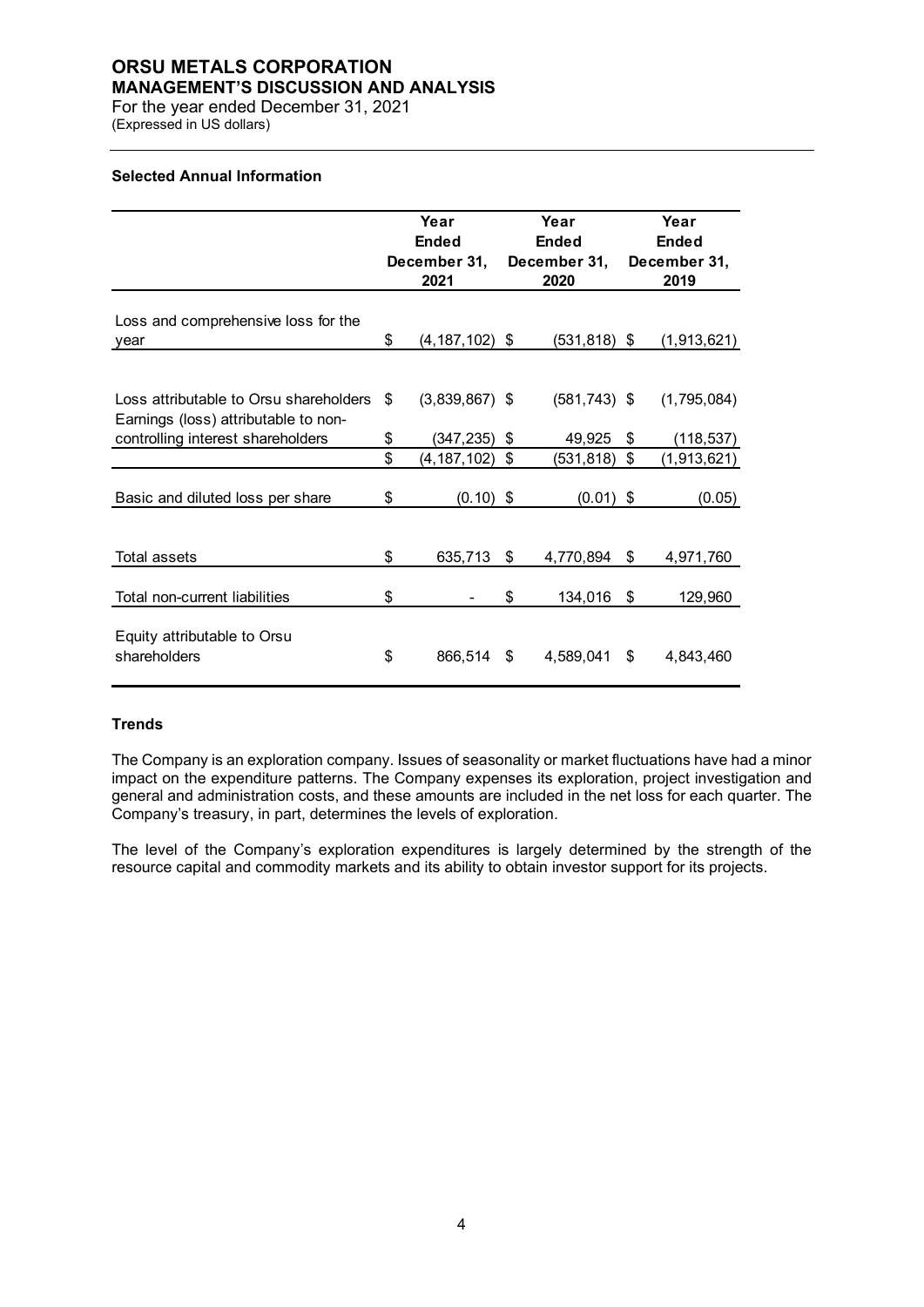### Selected Annual Information

| | Year Ended December 31, 2021 | Year Ended December 31, 2020 | Year Ended December 31, 2019 |
|---|---|---|---|
| Loss and comprehensive loss for the year | $ (4,187,102) | $ (531,818) | $ (1,913,621) |
| Loss attributable to Orsu shareholders | $ (3,839,867) | $ (581,743) | $ (1,795,084) |
| Earnings (loss) attributable to non-controlling interest shareholders | $ (347,235) | $ 49,925 | $ (118,537) |
| | $ (4,187,102) | $ (531,818) | $ (1,913,621) |
| Basic and diluted loss per share | $ (0.10) | $ (0.01) | $ (0.05) |
| Total assets | $ 635,713 | $ 4,770,894 | $ 4,971,760 |
| Total non-current liabilities | $ - | $ 134,016 | $ 129,960 |
| Equity attributable to Orsu shareholders | $ 866,514 | $ 4,589,041 | $ 4,843,460 |

### Trends

The Company is an exploration company. Issues of seasonality or market fluctuations have had a minor impact on the expenditure patterns. The Company expenses its exploration, project investigation and general and administration costs, and these amounts are included in the net loss for each quarter. The Company's treasury, in part, determines the levels of exploration.

The level of the Company's exploration expenditures is largely determined by the strength of the resource capital and commodity markets and its ability to obtain investor support for its projects.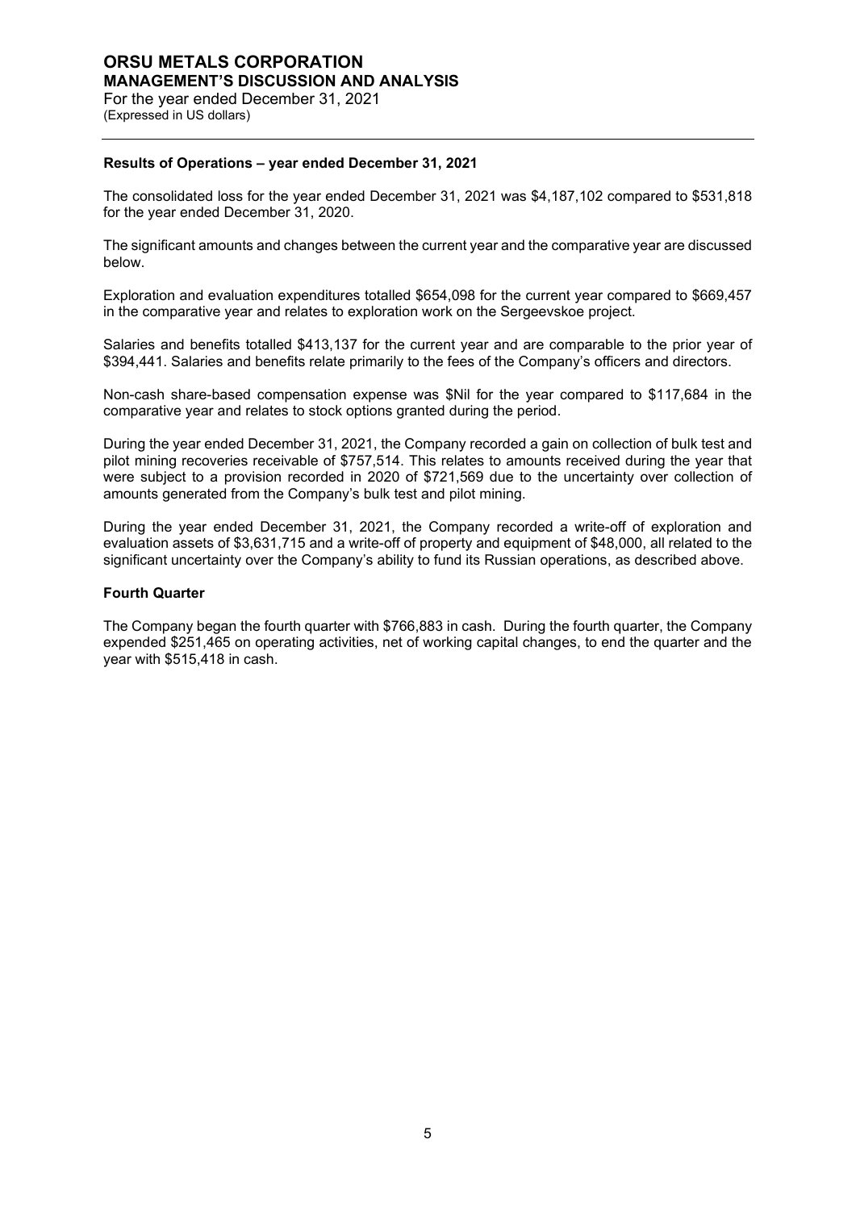### Results of Operations – year ended December 31, 2021

The consolidated loss for the year ended December 31, 2021 was $4,187,102 compared to $531,818 for the year ended December 31, 2020.

The significant amounts and changes between the current year and the comparative year are discussed below.

Exploration and evaluation expenditures totalled $654,098 for the current year compared to $669,457 in the comparative year and relates to exploration work on the Sergeevskoe project.

Salaries and benefits totalled $413,137 for the current year and are comparable to the prior year of $394,441. Salaries and benefits relate primarily to the fees of the Company's officers and directors.

Non-cash share-based compensation expense was $Nil for the year compared to $117,684 in the comparative year and relates to stock options granted during the period.

During the year ended December 31, 2021, the Company recorded a gain on collection of bulk test and pilot mining recoveries receivable of $757,514. This relates to amounts received during the year that were subject to a provision recorded in 2020 of $721,569 due to the uncertainty over collection of amounts generated from the Company's bulk test and pilot mining.

During the year ended December 31, 2021, the Company recorded a write-off of exploration and evaluation assets of $3,631,715 and a write-off of property and equipment of $48,000, all related to the significant uncertainty over the Company's ability to fund its Russian operations, as described above.

### Fourth Quarter

The Company began the fourth quarter with $766,883 in cash. During the fourth quarter, the Company expended $251,465 on operating activities, net of working capital changes, to end the quarter and the year with $515,418 in cash.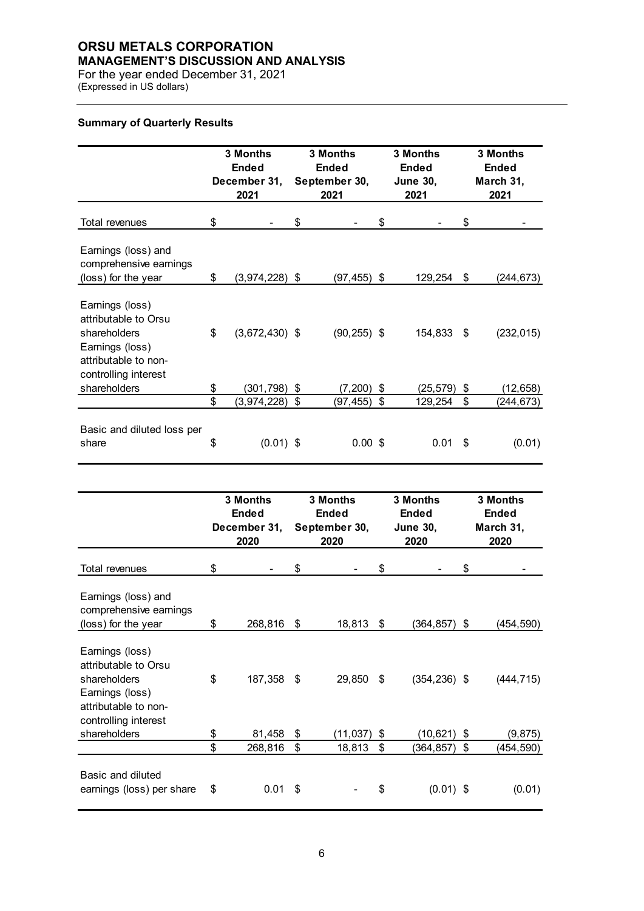## Summary of Quarterly Results

| | 3 Months Ended December 31, 2021 | 3 Months Ended September 30, 2021 | 3 Months Ended June 30, 2021 | 3 Months Ended March 31, 2021 |
|---|---|---|---|---|
| Total revenues | $ - | $ - | $ - | $ - |
| Earnings (loss) and comprehensive earnings (loss) for the year | $ (3,974,228) | $ (97,455) | $ 129,254 | $ (244,673) |
| Earnings (loss) attributable to Orsu shareholders | $ (3,672,430) | $ (90,255) | $ 154,833 | $ (232,015) |
| Earnings (loss) attributable to non-controlling interest shareholders | $ (301,798) | $ (7,200) | $ (25,579) | $ (12,658) |
| | $ (3,974,228) | $ (97,455) | $ 129,254 | $ (244,673) |
| Basic and diluted loss per share | $ (0.01) | $ 0.00 | $ 0.01 | $ (0.01) |

| | 3 Months Ended December 31, 2020 | 3 Months Ended September 30, 2020 | 3 Months Ended June 30, 2020 | 3 Months Ended March 31, 2020 |
|---|---|---|---|---|
| Total revenues | $ - | $ - | $ - | $ - |
| Earnings (loss) and comprehensive earnings (loss) for the year | $ 268,816 | $ 18,813 | $ (364,857) | $ (454,590) |
| Earnings (loss) attributable to Orsu shareholders | $ 187,358 | $ 29,850 | $ (354,236) | $ (444,715) |
| Earnings (loss) attributable to non-controlling interest shareholders | $ 81,458 | $ (11,037) | $ (10,621) | $ (9,875) |
| | $ 268,816 | $ 18,813 | $ (364,857) | $ (454,590) |
| Basic and diluted earnings (loss) per share | $ 0.01 | $ - | $ (0.01) | $ (0.01) |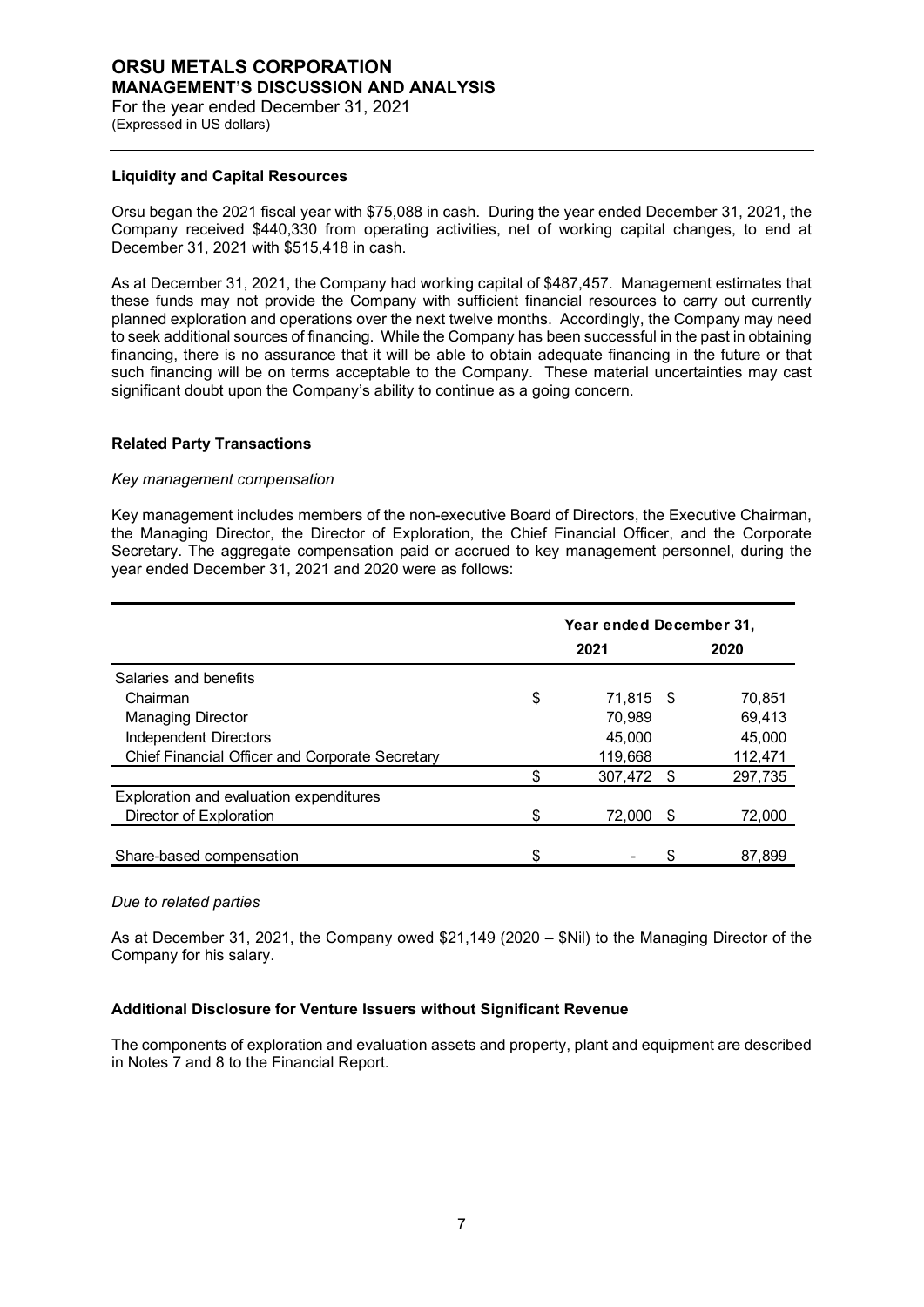### Liquidity and Capital Resources

Orsu began the 2021 fiscal year with $75,088 in cash. During the year ended December 31, 2021, the Company received $440,330 from operating activities, net of working capital changes, to end at December 31, 2021 with $515,418 in cash.

As at December 31, 2021, the Company had working capital of $487,457. Management estimates that these funds may not provide the Company with sufficient financial resources to carry out currently planned exploration and operations over the next twelve months. Accordingly, the Company may need to seek additional sources of financing. While the Company has been successful in the past in obtaining financing, there is no assurance that it will be able to obtain adequate financing in the future or that such financing will be on terms acceptable to the Company. These material uncertainties may cast significant doubt upon the Company's ability to continue as a going concern.

### Related Party Transactions

*Key management compensation*

Key management includes members of the non-executive Board of Directors, the Executive Chairman, the Managing Director, the Director of Exploration, the Chief Financial Officer, and the Corporate Secretary. The aggregate compensation paid or accrued to key management personnel, during the year ended December 31, 2021 and 2020 were as follows:

| | Year ended December 31, | |
|---|---|---|
| | 2021 | 2020 |
| Salaries and benefits | | |
| Chairman | $ 71,815 | $ 70,851 |
| Managing Director | 70,989 | 69,413 |
| Independent Directors | 45,000 | 45,000 |
| Chief Financial Officer and Corporate Secretary | 119,668 | 112,471 |
| | $ 307,472 | $ 297,735 |
| Exploration and evaluation expenditures | | |
| Director of Exploration | $ 72,000 | $ 72,000 |
| Share-based compensation | $ - | $ 87,899 |

*Due to related parties*

As at December 31, 2021, the Company owed $21,149 (2020 – $Nil) to the Managing Director of the Company for his salary.

### Additional Disclosure for Venture Issuers without Significant Revenue

The components of exploration and evaluation assets and property, plant and equipment are described in Notes 7 and 8 to the Financial Report.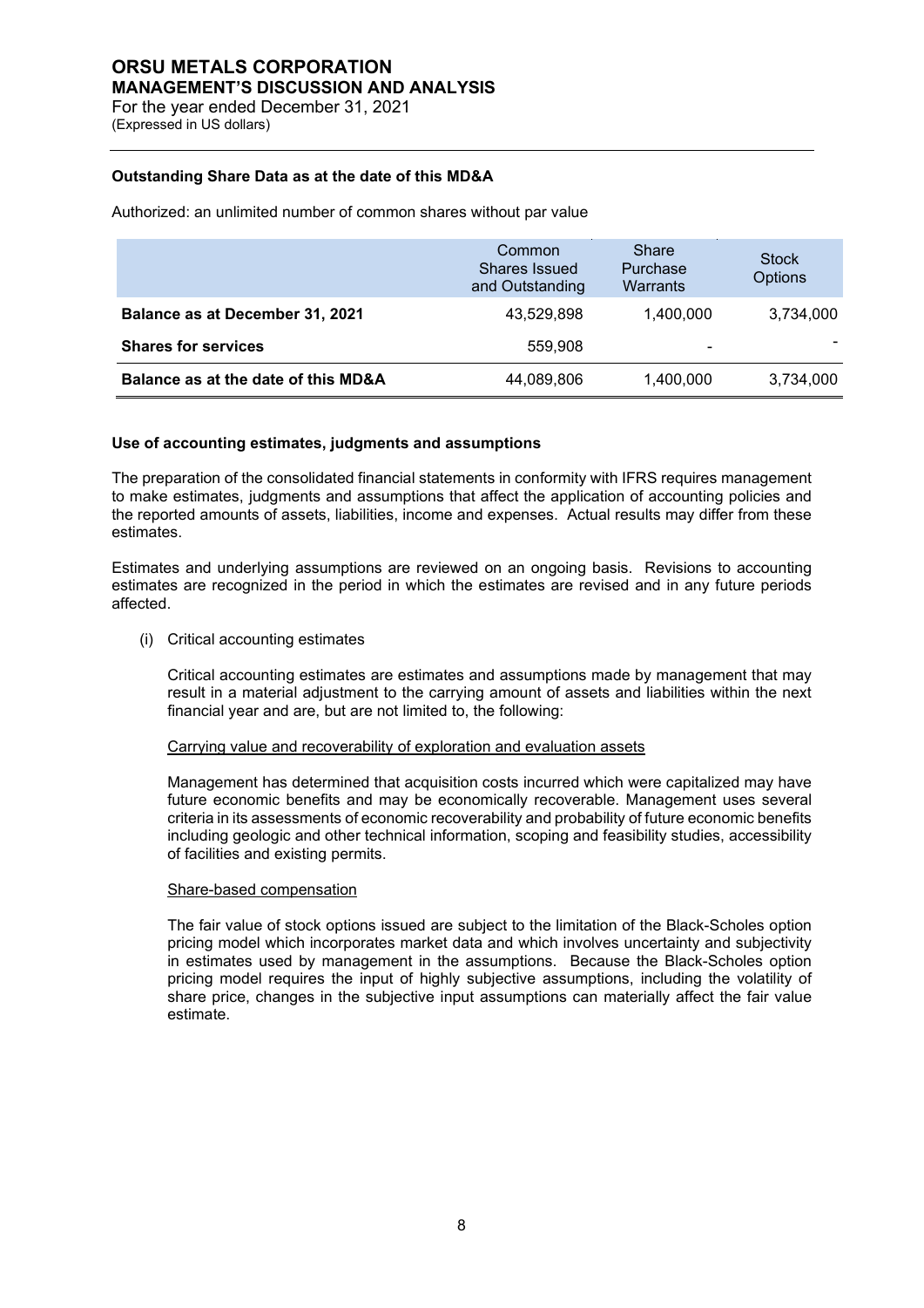#### Outstanding Share Data as at the date of this MD&A

Authorized: an unlimited number of common shares without par value

| | Common Shares Issued and Outstanding | Share Purchase Warrants | Stock Options |
|---|---|---|---|
| **Balance as at December 31, 2021** | 43,529,898 | 1,400,000 | 3,734,000 |
| **Shares for services** | 559,908 | - | - |
| **Balance as at the date of this MD&A** | 44,089,806 | 1,400,000 | 3,734,000 |

#### Use of accounting estimates, judgments and assumptions

The preparation of the consolidated financial statements in conformity with IFRS requires management to make estimates, judgments and assumptions that affect the application of accounting policies and the reported amounts of assets, liabilities, income and expenses. Actual results may differ from these estimates.

Estimates and underlying assumptions are reviewed on an ongoing basis. Revisions to accounting estimates are recognized in the period in which the estimates are revised and in any future periods affected.

(i) Critical accounting estimates

Critical accounting estimates are estimates and assumptions made by management that may result in a material adjustment to the carrying amount of assets and liabilities within the next financial year and are, but are not limited to, the following:

<u>Carrying value and recoverability of exploration and evaluation assets</u>

Management has determined that acquisition costs incurred which were capitalized may have future economic benefits and may be economically recoverable. Management uses several criteria in its assessments of economic recoverability and probability of future economic benefits including geologic and other technical information, scoping and feasibility studies, accessibility of facilities and existing permits.

<u>Share-based compensation</u>

The fair value of stock options issued are subject to the limitation of the Black-Scholes option pricing model which incorporates market data and which involves uncertainty and subjectivity in estimates used by management in the assumptions. Because the Black-Scholes option pricing model requires the input of highly subjective assumptions, including the volatility of share price, changes in the subjective input assumptions can materially affect the fair value estimate.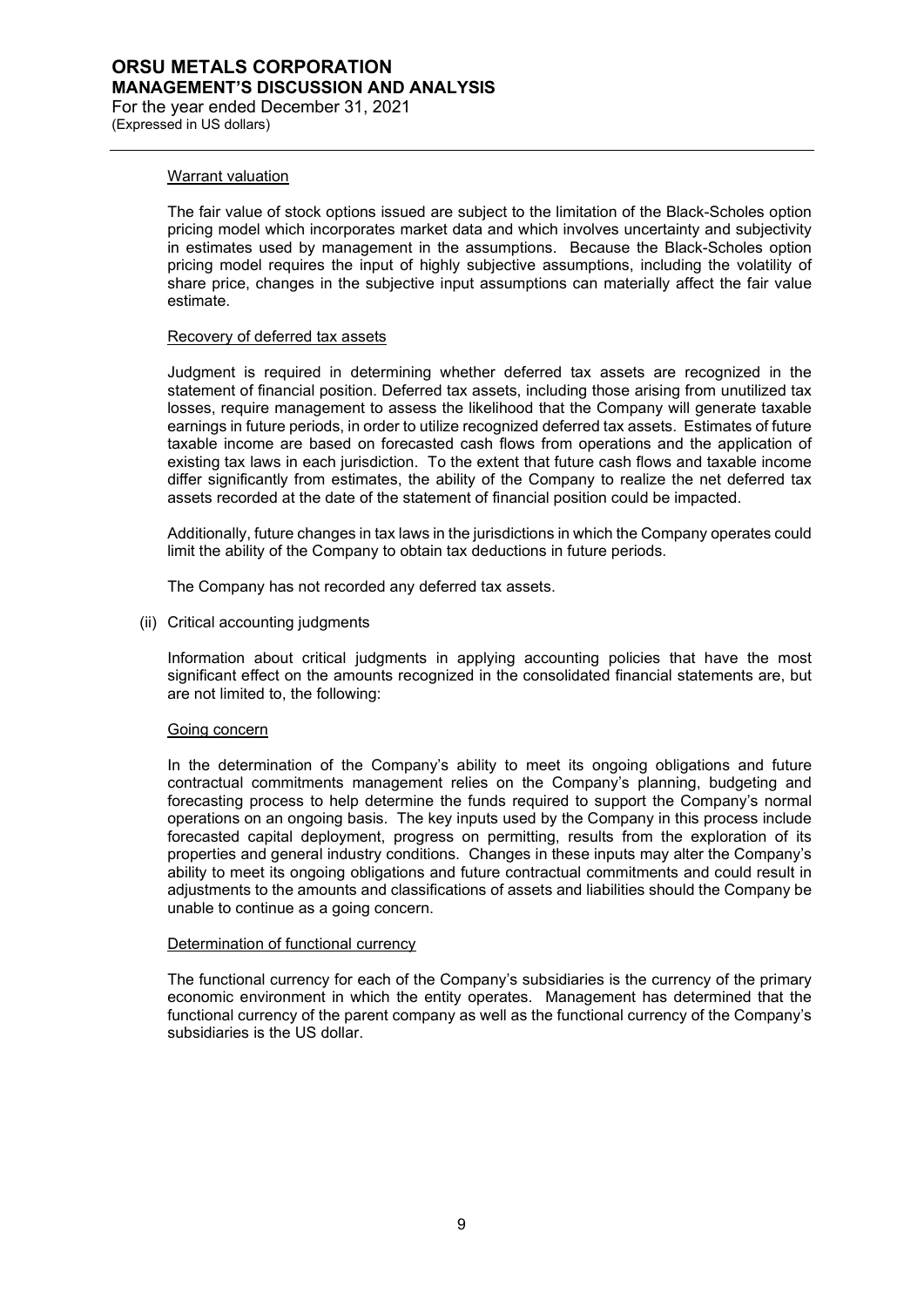#### Warrant valuation

The fair value of stock options issued are subject to the limitation of the Black-Scholes option pricing model which incorporates market data and which involves uncertainty and subjectivity in estimates used by management in the assumptions. Because the Black-Scholes option pricing model requires the input of highly subjective assumptions, including the volatility of share price, changes in the subjective input assumptions can materially affect the fair value estimate.

#### Recovery of deferred tax assets

Judgment is required in determining whether deferred tax assets are recognized in the statement of financial position. Deferred tax assets, including those arising from unutilized tax losses, require management to assess the likelihood that the Company will generate taxable earnings in future periods, in order to utilize recognized deferred tax assets. Estimates of future taxable income are based on forecasted cash flows from operations and the application of existing tax laws in each jurisdiction. To the extent that future cash flows and taxable income differ significantly from estimates, the ability of the Company to realize the net deferred tax assets recorded at the date of the statement of financial position could be impacted.

Additionally, future changes in tax laws in the jurisdictions in which the Company operates could limit the ability of the Company to obtain tax deductions in future periods.

The Company has not recorded any deferred tax assets.

(ii) Critical accounting judgments

Information about critical judgments in applying accounting policies that have the most significant effect on the amounts recognized in the consolidated financial statements are, but are not limited to, the following:

#### Going concern

In the determination of the Company's ability to meet its ongoing obligations and future contractual commitments management relies on the Company's planning, budgeting and forecasting process to help determine the funds required to support the Company's normal operations on an ongoing basis. The key inputs used by the Company in this process include forecasted capital deployment, progress on permitting, results from the exploration of its properties and general industry conditions. Changes in these inputs may alter the Company's ability to meet its ongoing obligations and future contractual commitments and could result in adjustments to the amounts and classifications of assets and liabilities should the Company be unable to continue as a going concern.

#### Determination of functional currency

The functional currency for each of the Company's subsidiaries is the currency of the primary economic environment in which the entity operates. Management has determined that the functional currency of the parent company as well as the functional currency of the Company's subsidiaries is the US dollar.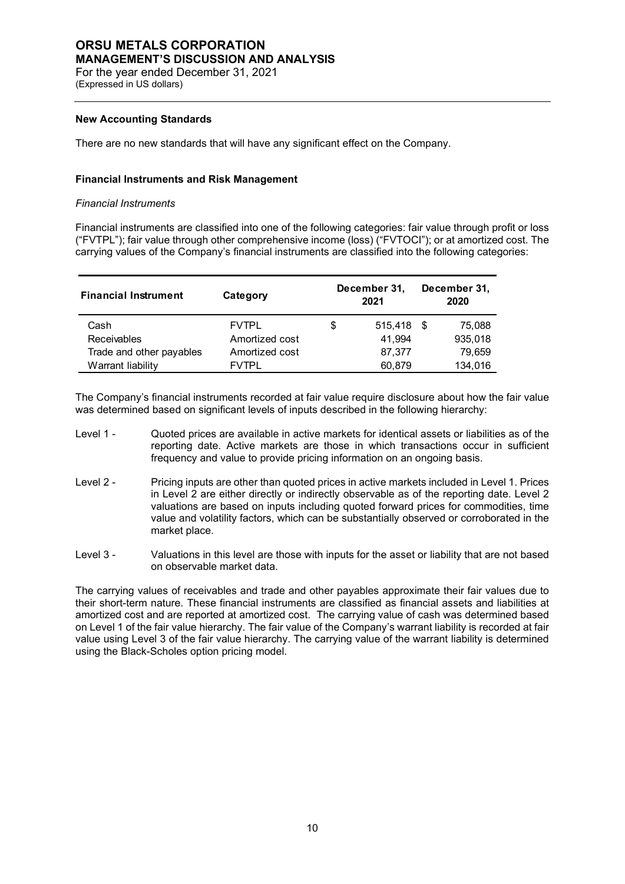### New Accounting Standards

There are no new standards that will have any significant effect on the Company.

### Financial Instruments and Risk Management

*Financial Instruments*

Financial instruments are classified into one of the following categories: fair value through profit or loss ("FVTPL"); fair value through other comprehensive income (loss) ("FVTOCI"); or at amortized cost. The carrying values of the Company's financial instruments are classified into the following categories:

| Financial Instrument | Category | December 31, 2021 | December 31, 2020 |
|---|---|---|---|
| Cash | FVTPL | $ 515,418 | $ 75,088 |
| Receivables | Amortized cost | 41,994 | 935,018 |
| Trade and other payables | Amortized cost | 87,377 | 79,659 |
| Warrant liability | FVTPL | 60,879 | 134,016 |

The Company's financial instruments recorded at fair value require disclosure about how the fair value was determined based on significant levels of inputs described in the following hierarchy:

- Level 1 - Quoted prices are available in active markets for identical assets or liabilities as of the reporting date. Active markets are those in which transactions occur in sufficient frequency and value to provide pricing information on an ongoing basis.
- Level 2 - Pricing inputs are other than quoted prices in active markets included in Level 1. Prices in Level 2 are either directly or indirectly observable as of the reporting date. Level 2 valuations are based on inputs including quoted forward prices for commodities, time value and volatility factors, which can be substantially observed or corroborated in the market place.
- Level 3 - Valuations in this level are those with inputs for the asset or liability that are not based on observable market data.

The carrying values of receivables and trade and other payables approximate their fair values due to their short-term nature. These financial instruments are classified as financial assets and liabilities at amortized cost and are reported at amortized cost. The carrying value of cash was determined based on Level 1 of the fair value hierarchy. The fair value of the Company's warrant liability is recorded at fair value using Level 3 of the fair value hierarchy. The carrying value of the warrant liability is determined using the Black-Scholes option pricing model.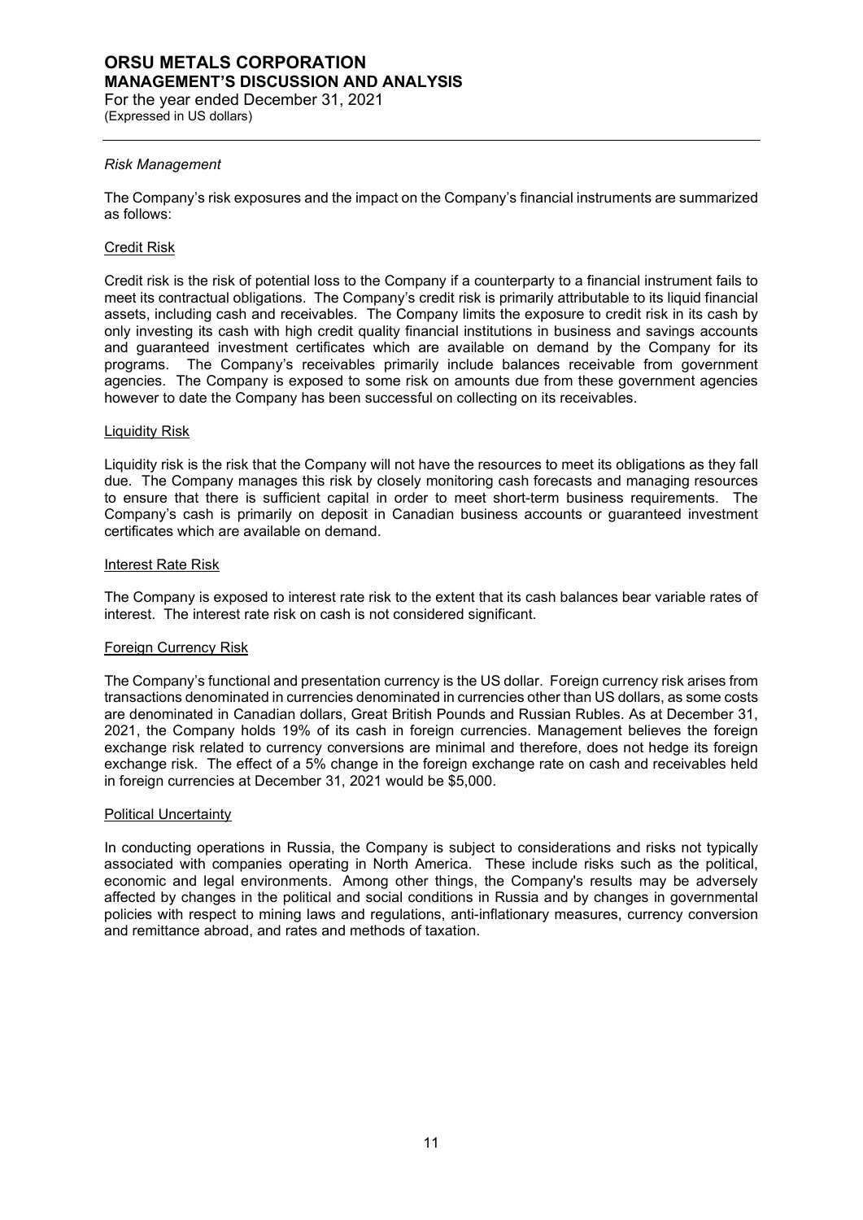*Risk Management*

The Company's risk exposures and the impact on the Company's financial instruments are summarized as follows:

Credit Risk

Credit risk is the risk of potential loss to the Company if a counterparty to a financial instrument fails to meet its contractual obligations. The Company's credit risk is primarily attributable to its liquid financial assets, including cash and receivables. The Company limits the exposure to credit risk in its cash by only investing its cash with high credit quality financial institutions in business and savings accounts and guaranteed investment certificates which are available on demand by the Company for its programs. The Company's receivables primarily include balances receivable from government agencies. The Company is exposed to some risk on amounts due from these government agencies however to date the Company has been successful on collecting on its receivables.

Liquidity Risk

Liquidity risk is the risk that the Company will not have the resources to meet its obligations as they fall due. The Company manages this risk by closely monitoring cash forecasts and managing resources to ensure that there is sufficient capital in order to meet short-term business requirements. The Company's cash is primarily on deposit in Canadian business accounts or guaranteed investment certificates which are available on demand.

Interest Rate Risk

The Company is exposed to interest rate risk to the extent that its cash balances bear variable rates of interest. The interest rate risk on cash is not considered significant.

Foreign Currency Risk

The Company's functional and presentation currency is the US dollar. Foreign currency risk arises from transactions denominated in currencies denominated in currencies other than US dollars, as some costs are denominated in Canadian dollars, Great British Pounds and Russian Rubles. As at December 31, 2021, the Company holds 19% of its cash in foreign currencies. Management believes the foreign exchange risk related to currency conversions are minimal and therefore, does not hedge its foreign exchange risk. The effect of a 5% change in the foreign exchange rate on cash and receivables held in foreign currencies at December 31, 2021 would be $5,000.

Political Uncertainty

In conducting operations in Russia, the Company is subject to considerations and risks not typically associated with companies operating in North America. These include risks such as the political, economic and legal environments. Among other things, the Company's results may be adversely affected by changes in the political and social conditions in Russia and by changes in governmental policies with respect to mining laws and regulations, anti-inflationary measures, currency conversion and remittance abroad, and rates and methods of taxation.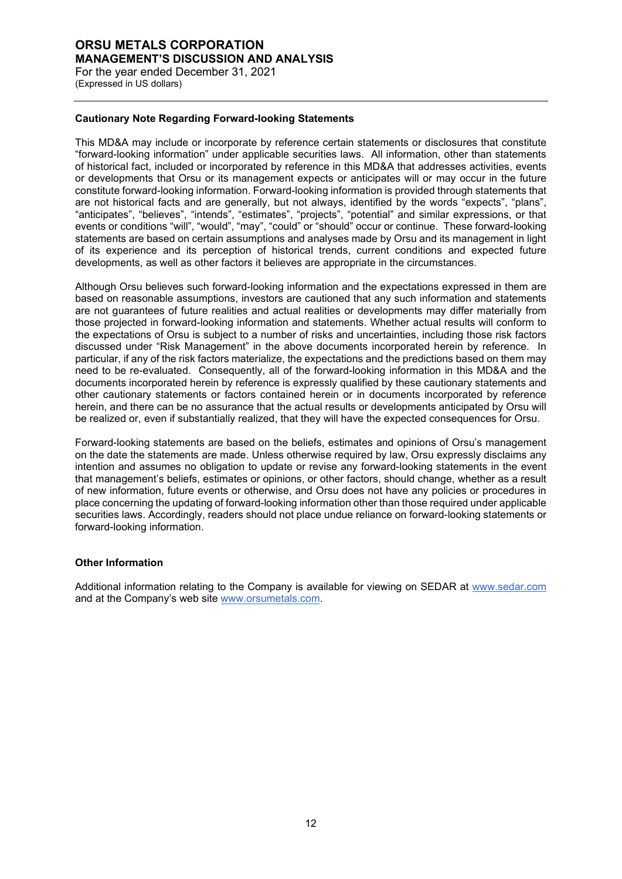### Cautionary Note Regarding Forward-looking Statements

This MD&A may include or incorporate by reference certain statements or disclosures that constitute "forward-looking information" under applicable securities laws. All information, other than statements of historical fact, included or incorporated by reference in this MD&A that addresses activities, events or developments that Orsu or its management expects or anticipates will or may occur in the future constitute forward-looking information. Forward-looking information is provided through statements that are not historical facts and are generally, but not always, identified by the words "expects", "plans", "anticipates", "believes", "intends", "estimates", "projects", "potential" and similar expressions, or that events or conditions "will", "would", "may", "could" or "should" occur or continue. These forward-looking statements are based on certain assumptions and analyses made by Orsu and its management in light of its experience and its perception of historical trends, current conditions and expected future developments, as well as other factors it believes are appropriate in the circumstances.

Although Orsu believes such forward-looking information and the expectations expressed in them are based on reasonable assumptions, investors are cautioned that any such information and statements are not guarantees of future realities and actual realities or developments may differ materially from those projected in forward-looking information and statements. Whether actual results will conform to the expectations of Orsu is subject to a number of risks and uncertainties, including those risk factors discussed under "Risk Management" in the above documents incorporated herein by reference. In particular, if any of the risk factors materialize, the expectations and the predictions based on them may need to be re-evaluated. Consequently, all of the forward-looking information in this MD&A and the documents incorporated herein by reference is expressly qualified by these cautionary statements and other cautionary statements or factors contained herein or in documents incorporated by reference herein, and there can be no assurance that the actual results or developments anticipated by Orsu will be realized or, even if substantially realized, that they will have the expected consequences for Orsu.

Forward-looking statements are based on the beliefs, estimates and opinions of Orsu's management on the date the statements are made. Unless otherwise required by law, Orsu expressly disclaims any intention and assumes no obligation to update or revise any forward-looking statements in the event that management's beliefs, estimates or opinions, or other factors, should change, whether as a result of new information, future events or otherwise, and Orsu does not have any policies or procedures in place concerning the updating of forward-looking information other than those required under applicable securities laws. Accordingly, readers should not place undue reliance on forward-looking statements or forward-looking information.

### Other Information

Additional information relating to the Company is available for viewing on SEDAR at www.sedar.com and at the Company's web site www.orsumetals.com.